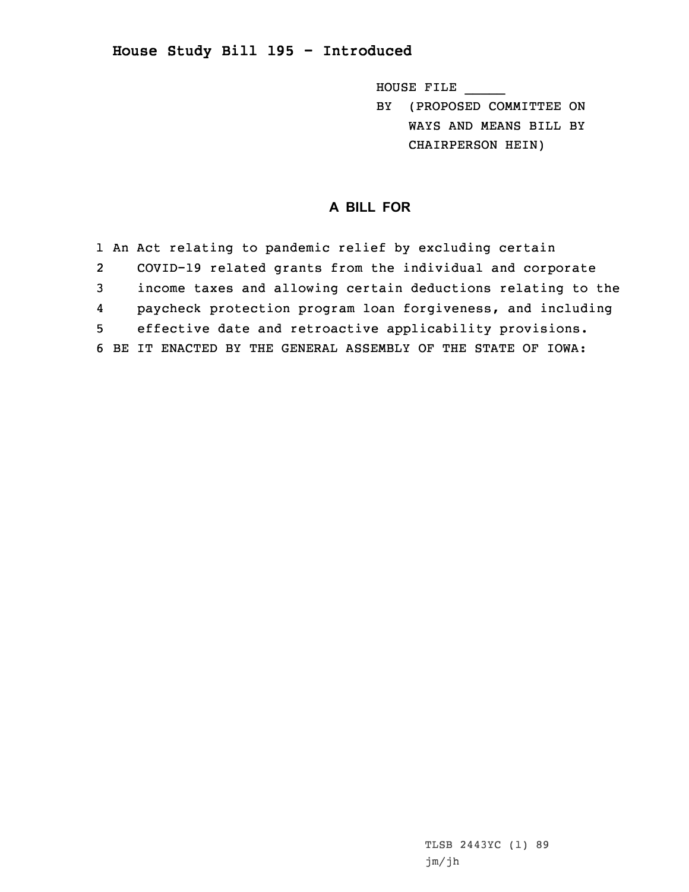## House Study Bill 195 - Introduced

HOUSE FILE _____
BY (PROPOSED COMMITTEE ON WAYS AND MEANS BILL BY CHAIRPERSON HEIN)

### A BILL FOR

1 An Act relating to pandemic relief by excluding certain
2 COVID-19 related grants from the individual and corporate
3 income taxes and allowing certain deductions relating to the
4 paycheck protection program loan forgiveness, and including
5 effective date and retroactive applicability provisions.
6 BE IT ENACTED BY THE GENERAL ASSEMBLY OF THE STATE OF IOWA:

TLSB 2443YC (1) 89
jm/jh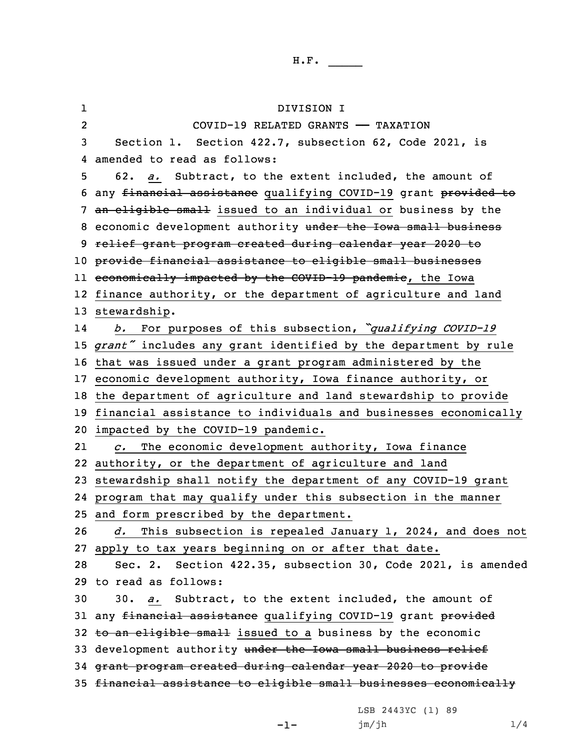H.F. _____

DIVISION I

COVID-19 RELATED GRANTS —— TAXATION

Section 1. Section 422.7, subsection 62, Code 2021, is amended to read as follows:

62. *a.* Subtract, to the extent included, the amount of any ~~financial assistance~~ qualifying COVID-19 grant ~~provided to an eligible small~~ issued to an individual or business by the economic development authority ~~under the Iowa small business relief grant program created during calendar year 2020 to provide financial assistance to eligible small businesses economically impacted by the COVID-19 pandemic~~, the Iowa finance authority, or the department of agriculture and land stewardship.

*b.* For purposes of this subsection, *"qualifying COVID-19 grant"* includes any grant identified by the department by rule that was issued under a grant program administered by the economic development authority, Iowa finance authority, or the department of agriculture and land stewardship to provide financial assistance to individuals and businesses economically impacted by the COVID-19 pandemic.

*c.* The economic development authority, Iowa finance authority, or the department of agriculture and land stewardship shall notify the department of any COVID-19 grant program that may qualify under this subsection in the manner and form prescribed by the department.

*d.* This subsection is repealed January 1, 2024, and does not apply to tax years beginning on or after that date.

Sec. 2. Section 422.35, subsection 30, Code 2021, is amended to read as follows:

30. *a.* Subtract, to the extent included, the amount of any ~~financial assistance~~ qualifying COVID-19 grant ~~provided to an eligible small~~ issued to a business by the economic development authority ~~under the Iowa small business relief grant program created during calendar year 2020 to provide financial assistance to eligible small businesses economically~~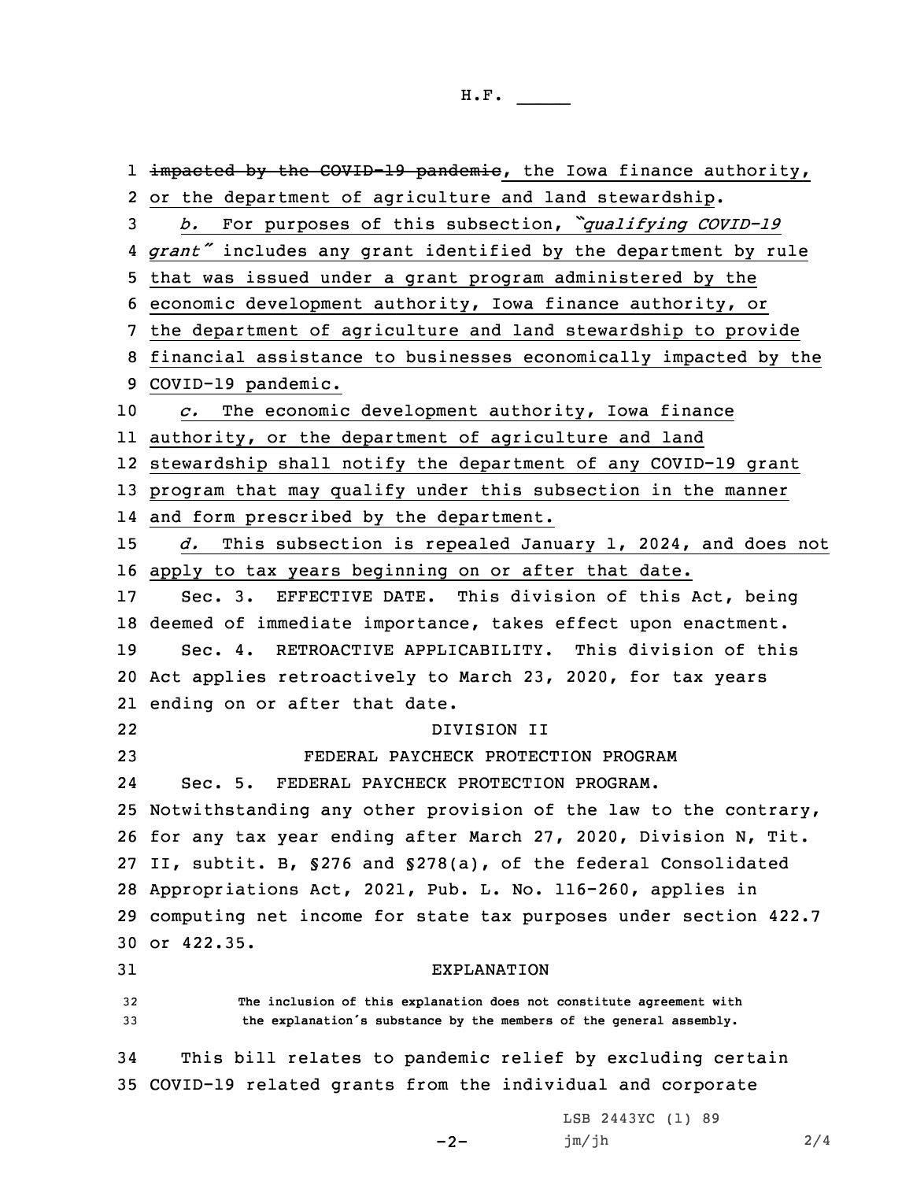~~impacted by the COVID-19 pandemic~~, the Iowa finance authority, or the department of agriculture and land stewardship.

*b.* For purposes of this subsection, *"qualifying COVID-19 grant"* includes any grant identified by the department by rule that was issued under a grant program administered by the economic development authority, Iowa finance authority, or the department of agriculture and land stewardship to provide financial assistance to businesses economically impacted by the COVID-19 pandemic.

*c.* The economic development authority, Iowa finance authority, or the department of agriculture and land stewardship shall notify the department of any COVID-19 grant program that may qualify under this subsection in the manner and form prescribed by the department.

*d.* This subsection is repealed January 1, 2024, and does not apply to tax years beginning on or after that date.

Sec. 3. EFFECTIVE DATE. This division of this Act, being deemed of immediate importance, takes effect upon enactment.

Sec. 4. RETROACTIVE APPLICABILITY. This division of this Act applies retroactively to March 23, 2020, for tax years ending on or after that date.

DIVISION II

FEDERAL PAYCHECK PROTECTION PROGRAM

Sec. 5. FEDERAL PAYCHECK PROTECTION PROGRAM. Notwithstanding any other provision of the law to the contrary, for any tax year ending after March 27, 2020, Division N, Tit. II, subtit. B, §276 and §278(a), of the federal Consolidated Appropriations Act, 2021, Pub. L. No. 116-260, applies in computing net income for state tax purposes under section 422.7 or 422.35.

EXPLANATION

**The inclusion of this explanation does not constitute agreement with the explanation's substance by the members of the general assembly.**

This bill relates to pandemic relief by excluding certain COVID-19 related grants from the individual and corporate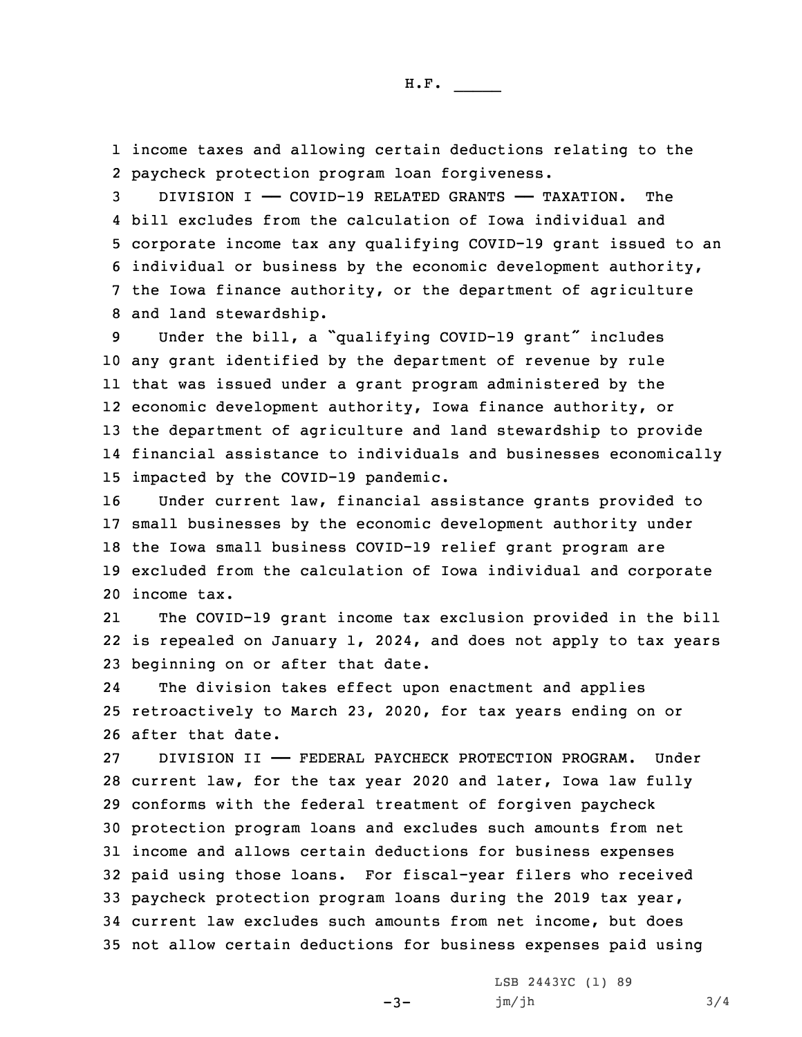income taxes and allowing certain deductions relating to the paycheck protection program loan forgiveness.

DIVISION I —— COVID-19 RELATED GRANTS —— TAXATION. The bill excludes from the calculation of Iowa individual and corporate income tax any qualifying COVID-19 grant issued to an individual or business by the economic development authority, the Iowa finance authority, or the department of agriculture and land stewardship.

Under the bill, a "qualifying COVID-19 grant" includes any grant identified by the department of revenue by rule that was issued under a grant program administered by the economic development authority, Iowa finance authority, or the department of agriculture and land stewardship to provide financial assistance to individuals and businesses economically impacted by the COVID-19 pandemic.

Under current law, financial assistance grants provided to small businesses by the economic development authority under the Iowa small business COVID-19 relief grant program are excluded from the calculation of Iowa individual and corporate income tax.

The COVID-19 grant income tax exclusion provided in the bill is repealed on January 1, 2024, and does not apply to tax years beginning on or after that date.

The division takes effect upon enactment and applies retroactively to March 23, 2020, for tax years ending on or after that date.

DIVISION II —— FEDERAL PAYCHECK PROTECTION PROGRAM. Under current law, for the tax year 2020 and later, Iowa law fully conforms with the federal treatment of forgiven paycheck protection program loans and excludes such amounts from net income and allows certain deductions for business expenses paid using those loans. For fiscal-year filers who received paycheck protection program loans during the 2019 tax year, current law excludes such amounts from net income, but does not allow certain deductions for business expenses paid using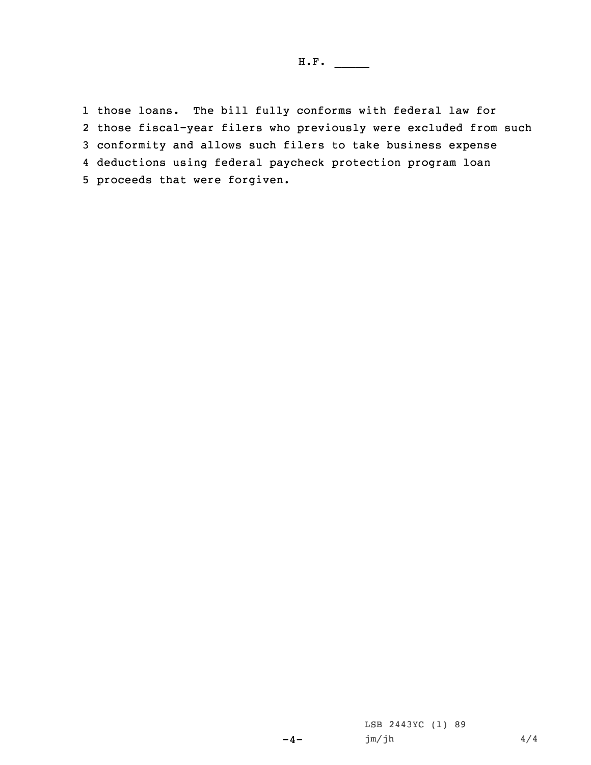those loans. The bill fully conforms with federal law for those fiscal-year filers who previously were excluded from such conformity and allows such filers to take business expense deductions using federal paycheck protection program loan proceeds that were forgiven.